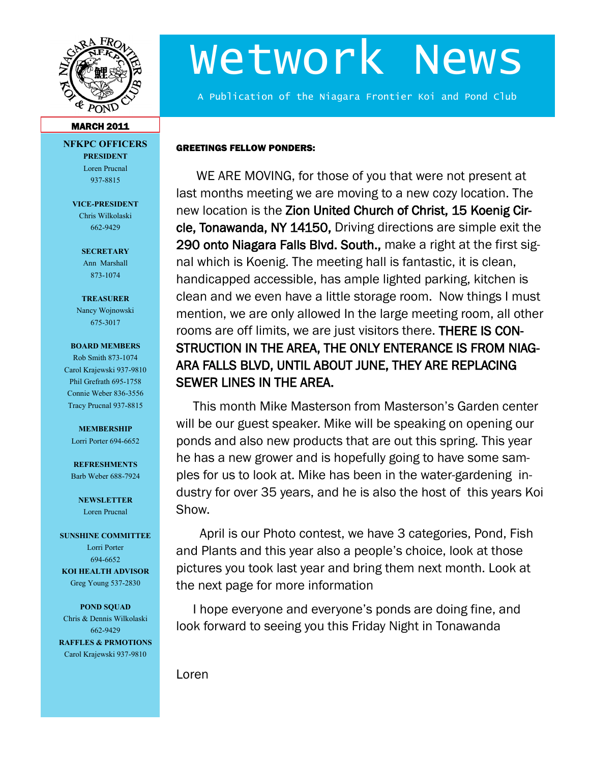# Wetwork News

A Publication of the Niagara Frontier Koi and Pond Club

**MARCH 2011**

**NFKPC OFFICERS**

**PRESIDENT**
Loren Prucnal
937-8815

**VICE-PRESIDENT**
Chris Wilkolaski
662-9429

**SECRETARY**
Ann Marshall
873-1074

**TREASURER**
Nancy Wojnowski
675-3017

**BOARD MEMBERS**
Rob Smith 873-1074
Carol Krajewski 937-9810
Phil Grefrath 695-1758
Connie Weber 836-3556
Tracy Prucnal 937-8815

**MEMBERSHIP**
Lorri Porter 694-6652

**REFRESHMENTS**
Barb Weber 688-7924

**NEWSLETTER**
Loren Prucnal

**SUNSHINE COMMITTEE**
Lorri Porter
694-6652

**KOI HEALTH ADVISOR**
Greg Young 537-2830

**POND SQUAD**
Chris & Dennis Wilkolaski
662-9429

**RAFFLES & PRMOTIONS**
Carol Krajewski 937-9810

**GREETINGS FELLOW PONDERS:**

WE ARE MOVING, for those of you that were not present at last months meeting we are moving to a new cozy location. The new location is the **Zion United Church of Christ, 15 Koenig Circle, Tonawanda, NY 14150,** Driving directions are simple exit the **290 onto Niagara Falls Blvd. South.,** make a right at the first signal which is Koenig. The meeting hall is fantastic, it is clean, handicapped accessible, has ample lighted parking, kitchen is clean and we even have a little storage room. Now things I must mention, we are only allowed In the large meeting room, all other rooms are off limits, we are just visitors there. **THERE IS CONSTRUCTION IN THE AREA, THE ONLY ENTERANCE IS FROM NIAGARA FALLS BLVD, UNTIL ABOUT JUNE, THEY ARE REPLACING SEWER LINES IN THE AREA.**

This month Mike Masterson from Masterson's Garden center will be our guest speaker. Mike will be speaking on opening our ponds and also new products that are out this spring. This year he has a new grower and is hopefully going to have some samples for us to look at. Mike has been in the water-gardening industry for over 35 years, and he is also the host of this years Koi Show.

April is our Photo contest, we have 3 categories, Pond, Fish and Plants and this year also a people's choice, look at those pictures you took last year and bring them next month. Look at the next page for more information

I hope everyone and everyone's ponds are doing fine, and look forward to seeing you this Friday Night in Tonawanda

Loren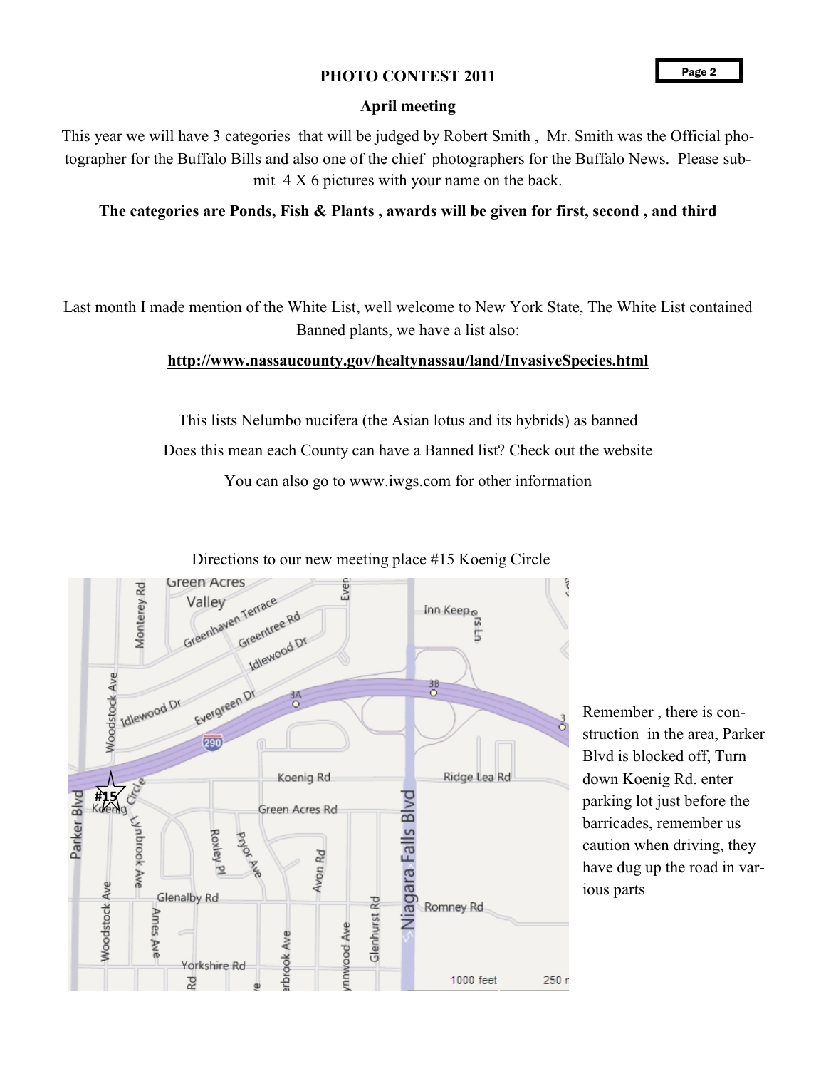## PHOTO CONTEST 2011

**April meeting**

This year we will have 3 categories that will be judged by Robert Smith , Mr. Smith was the Official photographer for the Buffalo Bills and also one of the chief photographers for the Buffalo News. Please submit 4 X 6 pictures with your name on the back.

**The categories are Ponds, Fish & Plants , awards will be given for first, second , and third**

Last month I made mention of the White List, well welcome to New York State, The White List contained Banned plants, we have a list also:

**http://www.nassaucounty.gov/healtynassau/land/InvasiveSpecies.html**

This lists Nelumbo nucifera (the Asian lotus and its hybrids) as banned

Does this mean each County can have a Banned list? Check out the website

You can also go to www.iwgs.com for other information

Directions to our new meeting place #15 Koenig Circle

Remember , there is construction in the area, Parker Blvd is blocked off, Turn down Koenig Rd. enter parking lot just before the barricades, remember us caution when driving, they have dug up the road in various parts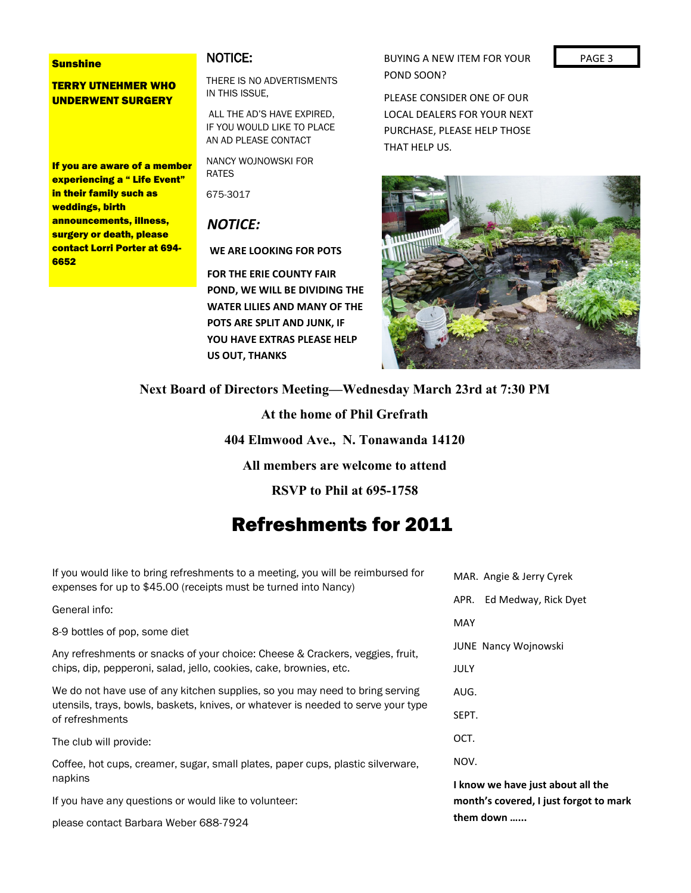**Sunshine**

**TERRY UTNEHMER WHO UNDERWENT SURGERY**

**If you are aware of a member experiencing a " Life Event" in their family such as weddings, birth announcements, illness, surgery or death, please contact Lorri Porter at 694-6652**

## NOTICE:

THERE IS NO ADVERTISMENTS IN THIS ISSUE,

ALL THE AD'S HAVE EXPIRED, IF YOU WOULD LIKE TO PLACE AN AD PLEASE CONTACT

NANCY WOJNOWSKI FOR RATES

675-3017

## *NOTICE:*

**WE ARE LOOKING FOR POTS**

**FOR THE ERIE COUNTY FAIR POND, WE WILL BE DIVIDING THE WATER LILIES AND MANY OF THE POTS ARE SPLIT AND JUNK, IF YOU HAVE EXTRAS PLEASE HELP US OUT, THANKS**

BUYING A NEW ITEM FOR YOUR POND SOON?

PLEASE CONSIDER ONE OF OUR LOCAL DEALERS FOR YOUR NEXT PURCHASE, PLEASE HELP THOSE THAT HELP US.

**Next Board of Directors Meeting—Wednesday March 23rd at 7:30 PM**

**At the home of Phil Grefrath**

**404 Elmwood Ave., N. Tonawanda 14120**

**All members are welcome to attend**

**RSVP to Phil at 695-1758**

# Refreshments for 2011

If you would like to bring refreshments to a meeting, you will be reimbursed for expenses for up to $45.00 (receipts must be turned into Nancy)

General info:

8-9 bottles of pop, some diet

Any refreshments or snacks of your choice: Cheese & Crackers, veggies, fruit, chips, dip, pepperoni, salad, jello, cookies, cake, brownies, etc.

We do not have use of any kitchen supplies, so you may need to bring serving utensils, trays, bowls, baskets, knives, or whatever is needed to serve your type of refreshments

The club will provide:

Coffee, hot cups, creamer, sugar, small plates, paper cups, plastic silverware, napkins

If you have any questions or would like to volunteer:

please contact Barbara Weber 688-7924

MAR. Angie & Jerry Cyrek

APR. Ed Medway, Rick Dyet

MAY

JUNE Nancy Wojnowski

JULY

AUG.

SEPT.

OCT.

NOV.

**I know we have just about all the month's covered, I just forgot to mark them down ……**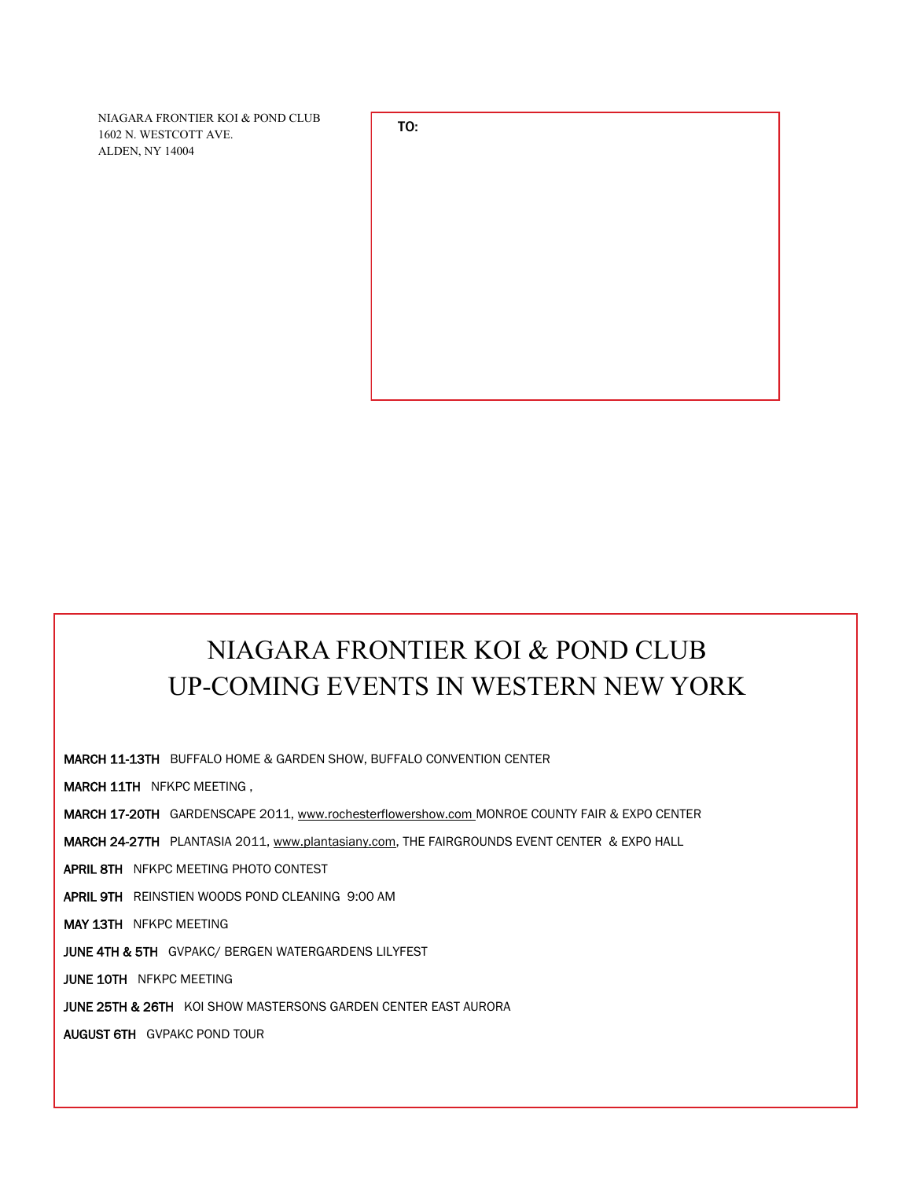NIAGARA FRONTIER KOI & POND CLUB
1602 N. WESTCOTT AVE.
ALDEN, NY 14004

**TO:**

# NIAGARA FRONTIER KOI & POND CLUB
# UP-COMING EVENTS IN WESTERN NEW YORK

**MARCH 11-13TH** BUFFALO HOME & GARDEN SHOW, BUFFALO CONVENTION CENTER

**MARCH 11TH** NFKPC MEETING ,

**MARCH 17-20TH** GARDENSCAPE 2011, www.rochesterflowershow.com MONROE COUNTY FAIR & EXPO CENTER

**MARCH 24-27TH** PLANTASIA 2011, www.plantasiany.com, THE FAIRGROUNDS EVENT CENTER & EXPO HALL

**APRIL 8TH** NFKPC MEETING PHOTO CONTEST

**APRIL 9TH** REINSTIEN WOODS POND CLEANING 9:00 AM

**MAY 13TH** NFKPC MEETING

**JUNE 4TH & 5TH** GVPAKC/ BERGEN WATERGARDENS LILYFEST

**JUNE 10TH** NFKPC MEETING

**JUNE 25TH & 26TH** KOI SHOW MASTERSONS GARDEN CENTER EAST AURORA

**AUGUST 6TH** GVPAKC POND TOUR